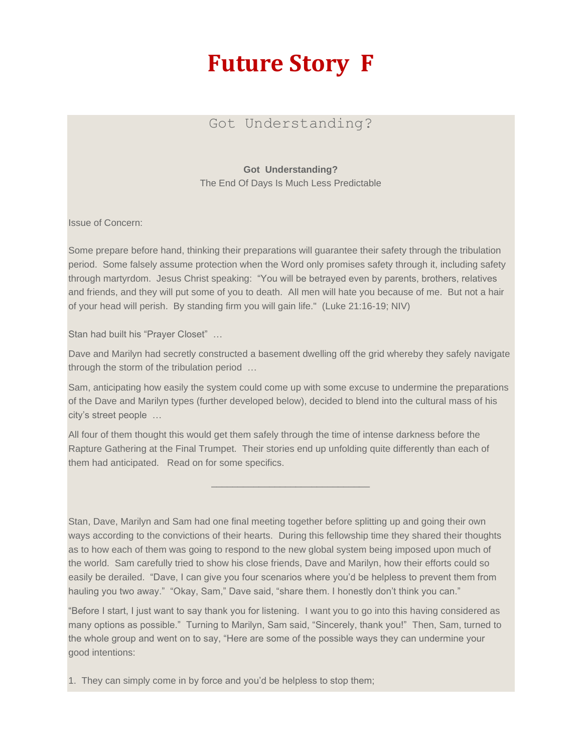# Future Story F

## Got Understanding?

**Got Understanding?**
The End Of Days Is Much Less Predictable

Issue of Concern:

Some prepare before hand, thinking their preparations will guarantee their safety through the tribulation period. Some falsely assume protection when the Word only promises safety through it, including safety through martyrdom. Jesus Christ speaking: "You will be betrayed even by parents, brothers, relatives and friends, and they will put some of you to death. All men will hate you because of me. But not a hair of your head will perish. By standing firm you will gain life." (Luke 21:16-19; NIV)

Stan had built his "Prayer Closet" …

Dave and Marilyn had secretly constructed a basement dwelling off the grid whereby they safely navigate through the storm of the tribulation period …

Sam, anticipating how easily the system could come up with some excuse to undermine the preparations of the Dave and Marilyn types (further developed below), decided to blend into the cultural mass of his city's street people …

All four of them thought this would get them safely through the time of intense darkness before the Rapture Gathering at the Final Trumpet. Their stories end up unfolding quite differently than each of them had anticipated. Read on for some specifics.

---

Stan, Dave, Marilyn and Sam had one final meeting together before splitting up and going their own ways according to the convictions of their hearts. During this fellowship time they shared their thoughts as to how each of them was going to respond to the new global system being imposed upon much of the world. Sam carefully tried to show his close friends, Dave and Marilyn, how their efforts could so easily be derailed. "Dave, I can give you four scenarios where you'd be helpless to prevent them from hauling you two away." "Okay, Sam," Dave said, "share them. I honestly don't think you can."

"Before I start, I just want to say thank you for listening. I want you to go into this having considered as many options as possible." Turning to Marilyn, Sam said, "Sincerely, thank you!" Then, Sam, turned to the whole group and went on to say, "Here are some of the possible ways they can undermine your good intentions:

1. They can simply come in by force and you'd be helpless to stop them;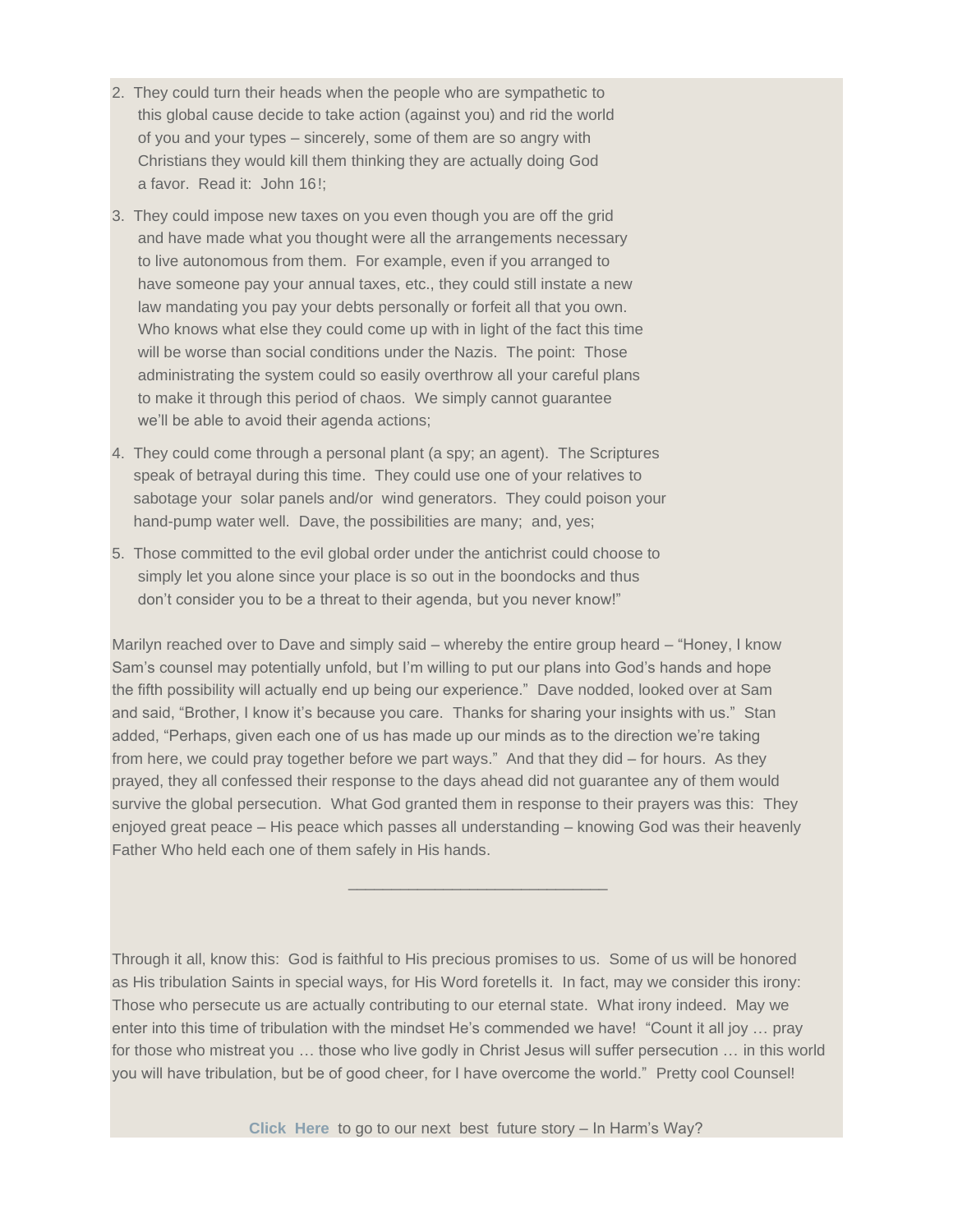2. They could turn their heads when the people who are sympathetic to this global cause decide to take action (against you) and rid the world of you and your types – sincerely, some of them are so angry with Christians they would kill them thinking they are actually doing God a favor. Read it: John 16!;

3. They could impose new taxes on you even though you are off the grid and have made what you thought were all the arrangements necessary to live autonomous from them. For example, even if you arranged to have someone pay your annual taxes, etc., they could still instate a new law mandating you pay your debts personally or forfeit all that you own. Who knows what else they could come up with in light of the fact this time will be worse than social conditions under the Nazis. The point: Those administrating the system could so easily overthrow all your careful plans to make it through this period of chaos. We simply cannot guarantee we'll be able to avoid their agenda actions;

4. They could come through a personal plant (a spy; an agent). The Scriptures speak of betrayal during this time. They could use one of your relatives to sabotage your solar panels and/or wind generators. They could poison your hand-pump water well. Dave, the possibilities are many; and, yes;

5. Those committed to the evil global order under the antichrist could choose to simply let you alone since your place is so out in the boondocks and thus don't consider you to be a threat to their agenda, but you never know!"

Marilyn reached over to Dave and simply said – whereby the entire group heard – "Honey, I know Sam's counsel may potentially unfold, but I'm willing to put our plans into God's hands and hope the fifth possibility will actually end up being our experience." Dave nodded, looked over at Sam and said, "Brother, I know it's because you care. Thanks for sharing your insights with us." Stan added, "Perhaps, given each one of us has made up our minds as to the direction we're taking from here, we could pray together before we part ways." And that they did – for hours. As they prayed, they all confessed their response to the days ahead did not guarantee any of them would survive the global persecution. What God granted them in response to their prayers was this: They enjoyed great peace – His peace which passes all understanding – knowing God was their heavenly Father Who held each one of them safely in His hands.

---

Through it all, know this: God is faithful to His precious promises to us. Some of us will be honored as His tribulation Saints in special ways, for His Word foretells it. In fact, may we consider this irony: Those who persecute us are actually contributing to our eternal state. What irony indeed. May we enter into this time of tribulation with the mindset He's commended we have! "Count it all joy … pray for those who mistreat you … those who live godly in Christ Jesus will suffer persecution … in this world you will have tribulation, but be of good cheer, for I have overcome the world." Pretty cool Counsel!

**Click Here** to go to our next best future story – In Harm's Way?